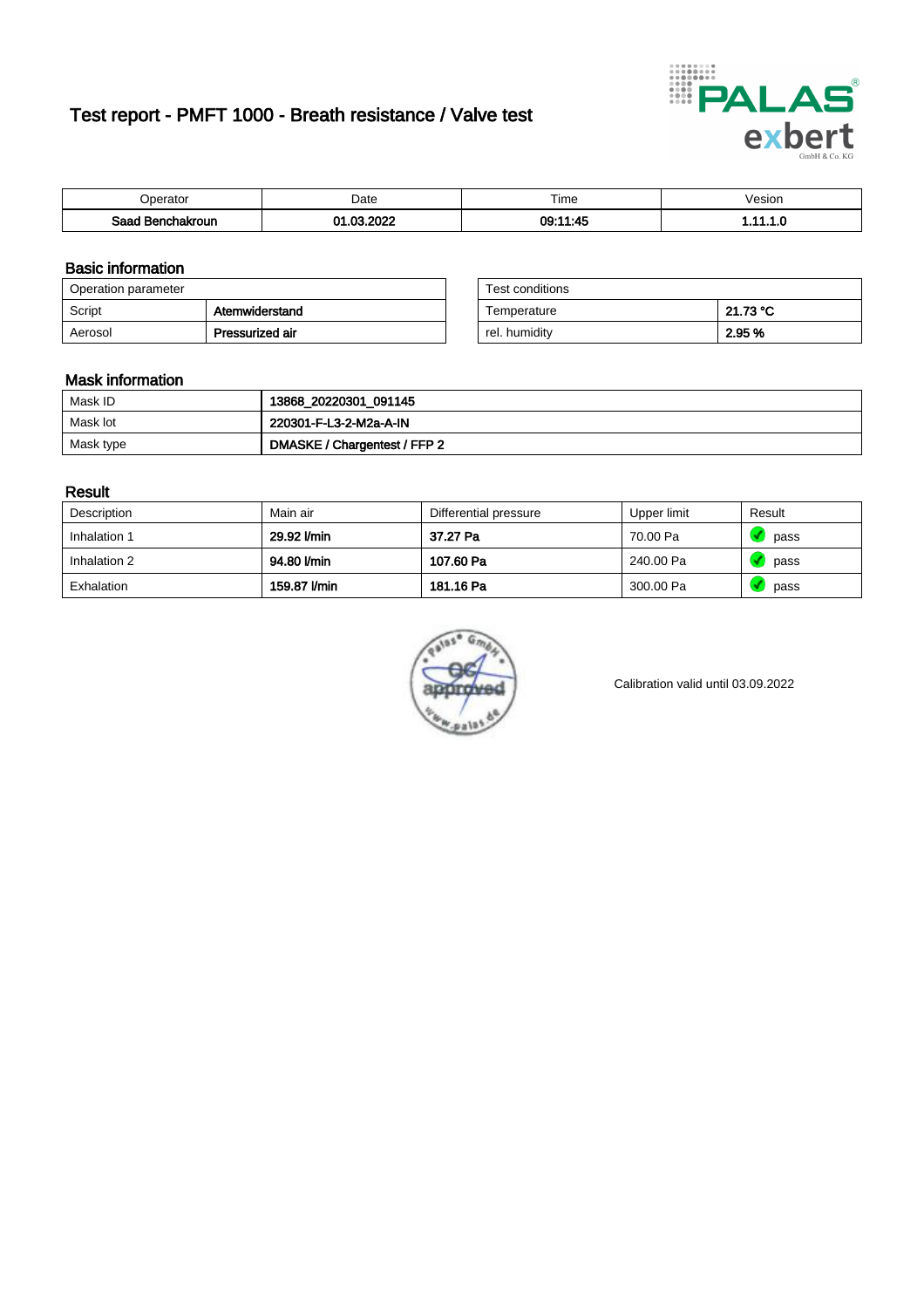# Test report - PMFT 1000 - Breath resistance / Valve test

| Operator | Date | Time | Vesion |
| --- | --- | --- | --- |
| **Saad Benchakroun** | **01.03.2022** | **09:11:45** | **1.11.1.0** |

## Basic information

| Operation parameter | |
| --- | --- |
| Script | **Atemwiderstand** |
| Aerosol | **Pressurized air** |

| Test conditions | |
| --- | --- |
| Temperature | **21.73 °C** |
| rel. humidity | **2.95 %** |

## Mask information

| | |
| --- | --- |
| Mask ID | **13868_20220301_091145** |
| Mask lot | **220301-F-L3-2-M2a-A-IN** |
| Mask type | **DMASKE / Chargentest / FFP 2** |

## Result

| Description | Main air | Differential pressure | Upper limit | Result |
| --- | --- | --- | --- | --- |
| Inhalation 1 | **29.92 l/min** | **37.27 Pa** | 70.00 Pa | pass |
| Inhalation 2 | **94.80 l/min** | **107.60 Pa** | 240.00 Pa | pass |
| Exhalation | **159.87 l/min** | **181.16 Pa** | 300.00 Pa | pass |

palas® GmbH QC approved www.palas.de

Calibration valid until 03.09.2022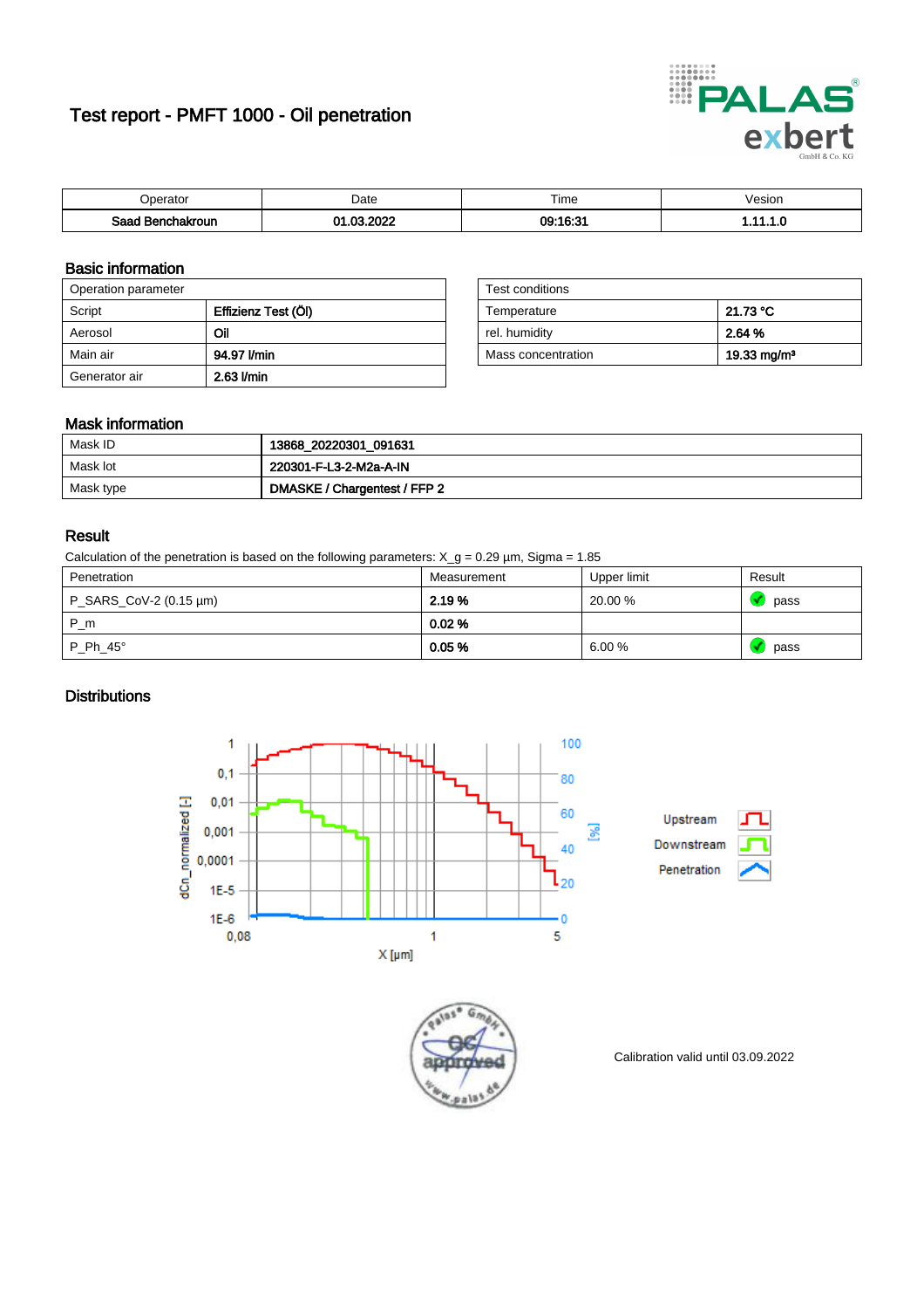# Test report - PMFT 1000 - Oil penetration

PALAS exbert GmbH & Co. KG

| Operator | Date | Time | Vesion |
|---|---|---|---|
| Saad Benchakroun | 01.03.2022 | 09:16:31 | 1.11.1.0 |

## Basic information

| Operation parameter | |
|---|---|
| Script | Effizienz Test (Öl) |
| Aerosol | Oil |
| Main air | 94.97 l/min |
| Generator air | 2.63 l/min |

| Test conditions | |
|---|---|
| Temperature | 21.73 °C |
| rel. humidity | 2.64 % |
| Mass concentration | 19.33 mg/m³ |

## Mask information

| | |
|---|---|
| Mask ID | 13868_20220301_091631 |
| Mask lot | 220301-F-L3-2-M2a-A-IN |
| Mask type | DMASKE / Chargentest / FFP 2 |

## Result

Calculation of the penetration is based on the following parameters: X_g = 0.29 µm, Sigma = 1.85

| Penetration | Measurement | Upper limit | Result |
|---|---|---|---|
| P_SARS_CoV-2 (0.15 µm) | 2.19 % | 20.00 % | pass |
| P_m | 0.02 % | | |
| P_Ph_45° | 0.05 % | 6.00 % | pass |

## Distributions

dCn_normalized [-]
1
0,1
0,01
0,001
0,0001
1E-5
1E-6
0,08
1
5
X [µm]
[%]
100
80
60
40
20
0
Upstream
Downstream
Penetration

Palas® GmbH QC approved www.palas.de

Calibration valid until 03.09.2022